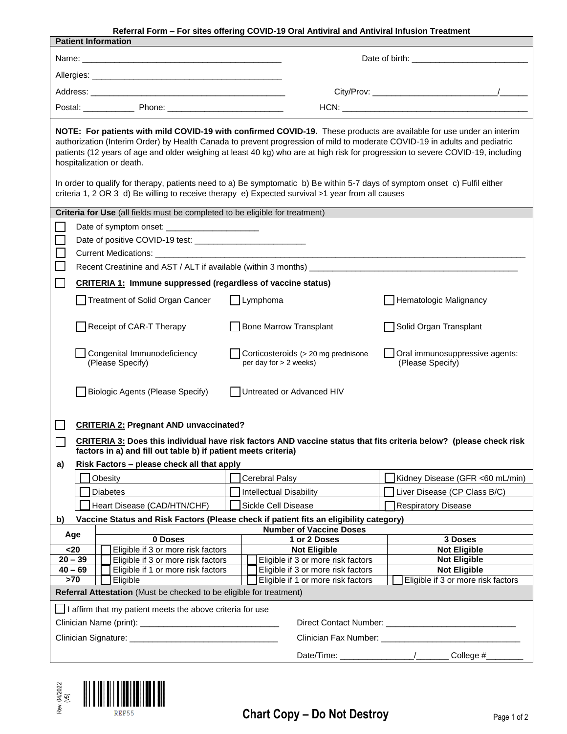# Referral Form – For sites offering COVID-19 Oral Antiviral and Antiviral Infusion Treatment

## Patient Information

Name: ___________________________________________ Date of birth: _________________________

Allergies: _________________________________________

Address: __________________________________________ City/Prov: __________________________/______

Postal: ___________ Phone: _________________________ HCN: _______________________________________

**NOTE: For patients with mild COVID-19 with confirmed COVID-19.** These products are available for use under an interim authorization (Interim Order) by Health Canada to prevent progression of mild to moderate COVID-19 in adults and pediatric patients (12 years of age and older weighing at least 40 kg) who are at high risk for progression to severe COVID-19, including hospitalization or death.

In order to qualify for therapy, patients need to a) Be symptomatic b) Be within 5-7 days of symptom onset c) Fulfil either criteria 1, 2 OR 3 d) Be willing to receive therapy e) Expected survival >1 year from all causes

## Criteria for Use (all fields must be completed to be eligible for treatment)

- ☐ Date of symptom onset: ____________________
- ☐ Date of positive COVID-19 test: ________________________
- ☐ Current Medications: ______________________________________________________________________________
- ☐ Recent Creatinine and AST / ALT if available (within 3 months) _____________________________________________

☐ **CRITERIA 1: Immune suppressed (regardless of vaccine status)**

- ☐ Treatment of Solid Organ Cancer
- ☐ Lymphoma
- ☐ Hematologic Malignancy
- ☐ Receipt of CAR-T Therapy
- ☐ Bone Marrow Transplant
- ☐ Solid Organ Transplant
- ☐ Congenital Immunodeficiency (Please Specify)
- ☐ Corticosteroids (> 20 mg prednisone per day for > 2 weeks)
- ☐ Oral immunosuppressive agents: (Please Specify)
- ☐ Biologic Agents (Please Specify)
- ☐ Untreated or Advanced HIV

☐ **CRITERIA 2: Pregnant AND unvaccinated?**

☐ **CRITERIA 3: Does this individual have risk factors AND vaccine status that fits criteria below? (please check risk factors in a) and fill out table b) if patient meets criteria)**

**a) Risk Factors – please check all that apply**

| | | |
|---|---|---|
| ☐ Obesity | ☐ Cerebral Palsy | ☐ Kidney Disease (GFR <60 mL/min) |
| ☐ Diabetes | ☐ Intellectual Disability | ☐ Liver Disease (CP Class B/C) |
| ☐ Heart Disease (CAD/HTN/CHF) | ☐ Sickle Cell Disease | ☐ Respiratory Disease |

**b) Vaccine Status and Risk Factors (Please check if patient fits an eligibility category)**

| Age | Number of Vaccine Doses | | |
|---|---|---|---|
| | **0 Doses** | **1 or 2 Doses** | **3 Doses** |
| **<20** | ☐ Eligible if 3 or more risk factors | **Not Eligible** | **Not Eligible** |
| **20 – 39** | ☐ Eligible if 3 or more risk factors | ☐ Eligible if 3 or more risk factors | **Not Eligible** |
| **40 – 69** | ☐ Eligible if 1 or more risk factors | ☐ Eligible if 3 or more risk factors | **Not Eligible** |
| **>70** | ☐ Eligible | ☐ Eligible if 1 or more risk factors | ☐ Eligible if 3 or more risk factors |

## Referral Attestation (Must be checked to be eligible for treatment)

☐ I affirm that my patient meets the above criteria for use

Clinician Name (print): ______________________________ Direct Contact Number: ____________________________

Clinician Signature: ________________________________ Clinician Fax Number: ______________________________

Date/Time: ________________/_______ College #________

Rev. 04/2022 (v5)

REF55

**Chart Copy – Do Not Destroy**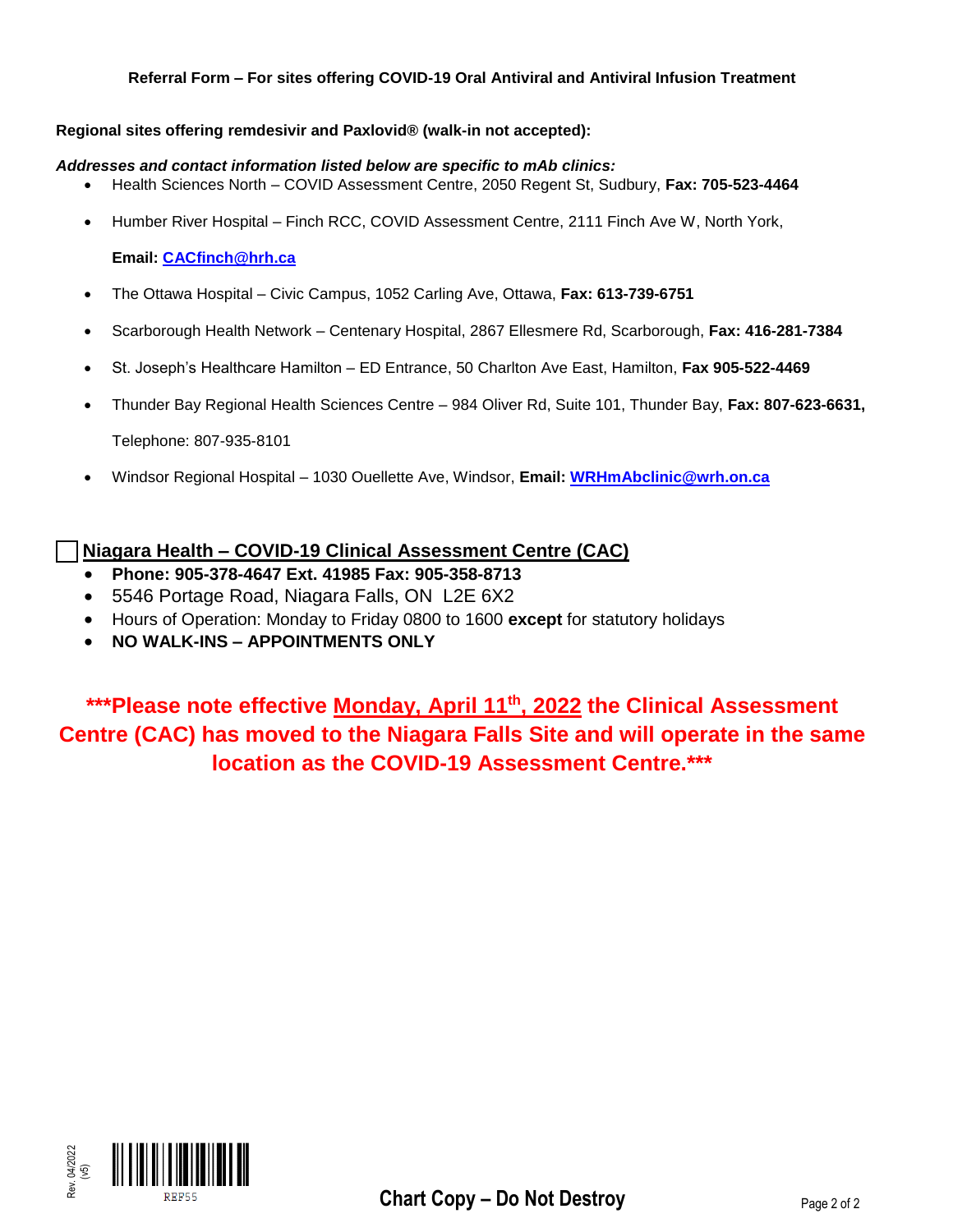**Referral Form – For sites offering COVID-19 Oral Antiviral and Antiviral Infusion Treatment**

**Regional sites offering remdesivir and Paxlovid® (walk-in not accepted):**

***Addresses and contact information listed below are specific to mAb clinics:***

- Health Sciences North – COVID Assessment Centre, 2050 Regent St, Sudbury, **Fax: 705-523-4464**
- Humber River Hospital – Finch RCC, COVID Assessment Centre, 2111 Finch Ave W, North York,

  **Email: CACfinch@hrh.ca**
- The Ottawa Hospital – Civic Campus, 1052 Carling Ave, Ottawa, **Fax: 613-739-6751**
- Scarborough Health Network – Centenary Hospital, 2867 Ellesmere Rd, Scarborough, **Fax: 416-281-7384**
- St. Joseph's Healthcare Hamilton – ED Entrance, 50 Charlton Ave East, Hamilton, **Fax 905-522-4469**
- Thunder Bay Regional Health Sciences Centre – 984 Oliver Rd, Suite 101, Thunder Bay, **Fax: 807-623-6631,**

  Telephone: 807-935-8101
- Windsor Regional Hospital – 1030 Ouellette Ave, Windsor, **Email: WRHmAbclinic@wrh.on.ca**

☐ **Niagara Health – COVID-19 Clinical Assessment Centre (CAC)**

- **Phone: 905-378-4647 Ext. 41985 Fax: 905-358-8713**
- 5546 Portage Road, Niagara Falls, ON L2E 6X2
- Hours of Operation: Monday to Friday 0800 to 1600 **except** for statutory holidays
- **NO WALK-INS – APPOINTMENTS ONLY**

**\*\*\*Please note effective Monday, April 11th, 2022 the Clinical Assessment Centre (CAC) has moved to the Niagara Falls Site and will operate in the same location as the COVID-19 Assessment Centre.\*\*\***

Rev. 04/2022 (v5)

REF55

**Chart Copy – Do Not Destroy**